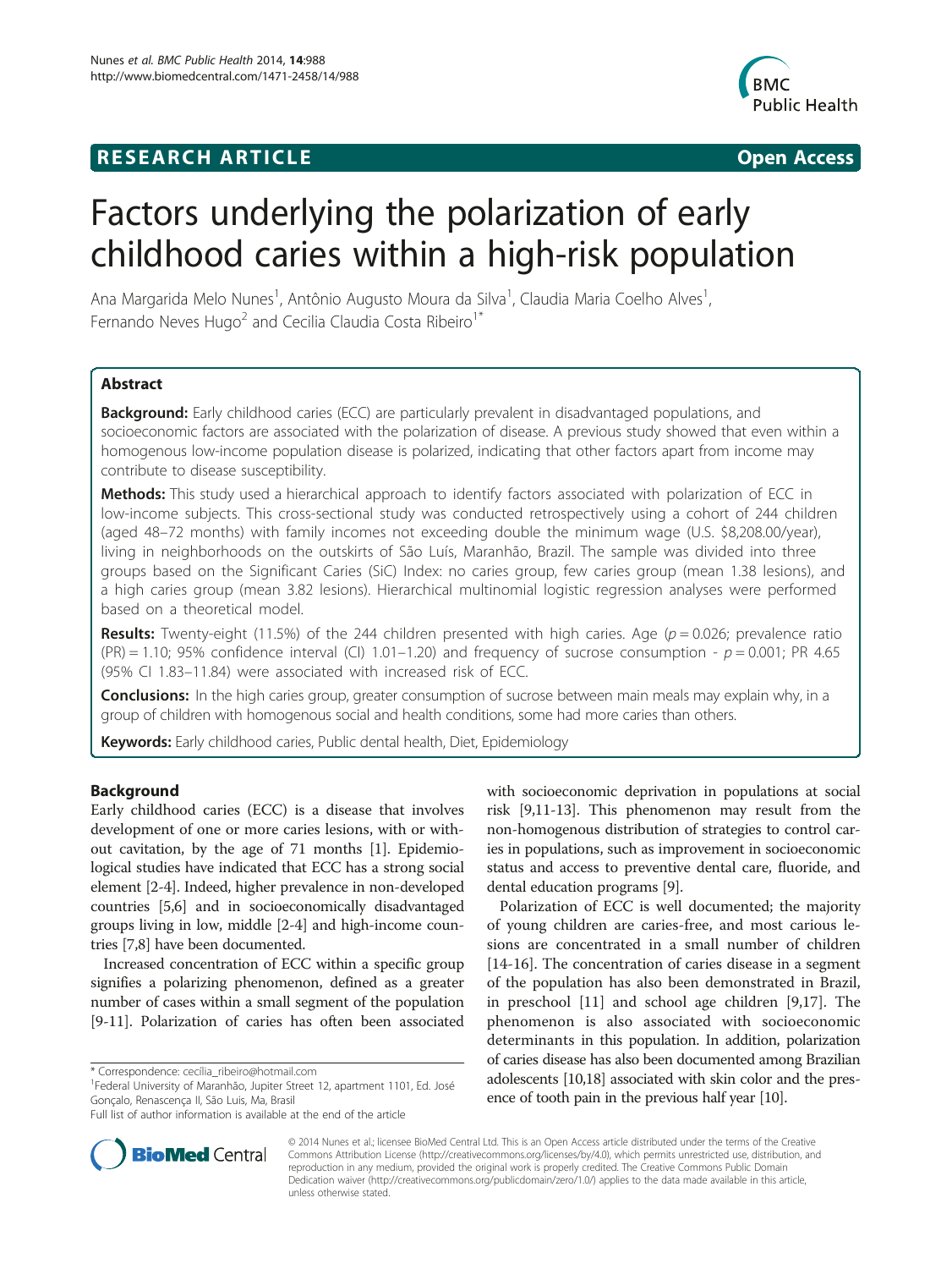**RESEARCH ARTICLE** **Open Access**

# Factors underlying the polarization of early childhood caries within a high-risk population

Ana Margarida Melo Nunes[1], Antônio Augusto Moura da Silva[1], Claudia Maria Coelho Alves[1], Fernando Neves Hugo[2] and Cecilia Claudia Costa Ribeiro[1*]

## Abstract

**Background:** Early childhood caries (ECC) are particularly prevalent in disadvantaged populations, and socioeconomic factors are associated with the polarization of disease. A previous study showed that even within a homogenous low-income population disease is polarized, indicating that other factors apart from income may contribute to disease susceptibility.

**Methods:** This study used a hierarchical approach to identify factors associated with polarization of ECC in low-income subjects. This cross-sectional study was conducted retrospectively using a cohort of 244 children (aged 48–72 months) with family incomes not exceeding double the minimum wage (U.S. \$8,208.00/year), living in neighborhoods on the outskirts of São Luís, Maranhão, Brazil. The sample was divided into three groups based on the Significant Caries (SiC) Index: no caries group, few caries group (mean 1.38 lesions), and a high caries group (mean 3.82 lesions). Hierarchical multinomial logistic regression analyses were performed based on a theoretical model.

**Results:** Twenty-eight (11.5%) of the 244 children presented with high caries. Age ($p = 0.026$; prevalence ratio (PR) = 1.10; 95% confidence interval (CI) 1.01–1.20) and frequency of sucrose consumption - $p = 0.001$; PR 4.65 (95% CI 1.83–11.84) were associated with increased risk of ECC.

**Conclusions:** In the high caries group, greater consumption of sucrose between main meals may explain why, in a group of children with homogenous social and health conditions, some had more caries than others.

**Keywords:** Early childhood caries, Public dental health, Diet, Epidemiology

## Background

Early childhood caries (ECC) is a disease that involves development of one or more caries lesions, with or without cavitation, by the age of 71 months [1]. Epidemiological studies have indicated that ECC has a strong social element [2-4]. Indeed, higher prevalence in non-developed countries [5,6] and in socioeconomically disadvantaged groups living in low, middle [2-4] and high-income countries [7,8] have been documented.

Increased concentration of ECC within a specific group signifies a polarizing phenomenon, defined as a greater number of cases within a small segment of the population [9-11]. Polarization of caries has often been associated with socioeconomic deprivation in populations at social risk [9,11-13]. This phenomenon may result from the non-homogenous distribution of strategies to control caries in populations, such as improvement in socioeconomic status and access to preventive dental care, fluoride, and dental education programs [9].

Polarization of ECC is well documented; the majority of young children are caries-free, and most carious lesions are concentrated in a small number of children [14-16]. The concentration of caries disease in a segment of the population has also been demonstrated in Brazil, in preschool [11] and school age children [9,17]. The phenomenon is also associated with socioeconomic determinants in this population. In addition, polarization of caries disease has also been documented among Brazilian adolescents [10,18] associated with skin color and the presence of tooth pain in the previous half year [10].

\* Correspondence: cecilia_ribeiro@hotmail.com
[1]Federal University of Maranhão, Jupiter Street 12, apartment 1101, Ed. José Gonçalo, Renascença II, São Luis, Ma, Brasil
Full list of author information is available at the end of the article

© 2014 Nunes et al.; licensee BioMed Central Ltd. This is an Open Access article distributed under the terms of the Creative Commons Attribution License (http://creativecommons.org/licenses/by/4.0), which permits unrestricted use, distribution, and reproduction in any medium, provided the original work is properly credited. The Creative Commons Public Domain Dedication waiver (http://creativecommons.org/publicdomain/zero/1.0/) applies to the data made available in this article, unless otherwise stated.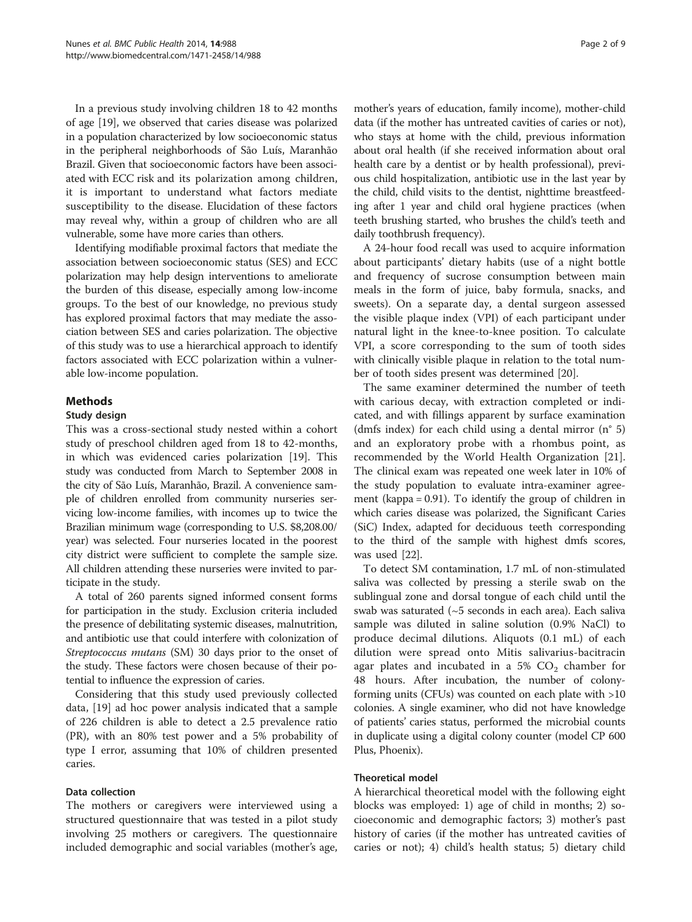In a previous study involving children 18 to 42 months of age [19], we observed that caries disease was polarized in a population characterized by low socioeconomic status in the peripheral neighborhoods of São Luís, Maranhão Brazil. Given that socioeconomic factors have been associated with ECC risk and its polarization among children, it is important to understand what factors mediate susceptibility to the disease. Elucidation of these factors may reveal why, within a group of children who are all vulnerable, some have more caries than others.

Identifying modifiable proximal factors that mediate the association between socioeconomic status (SES) and ECC polarization may help design interventions to ameliorate the burden of this disease, especially among low-income groups. To the best of our knowledge, no previous study has explored proximal factors that may mediate the association between SES and caries polarization. The objective of this study was to use a hierarchical approach to identify factors associated with ECC polarization within a vulnerable low-income population.

## Methods

### Study design

This was a cross-sectional study nested within a cohort study of preschool children aged from 18 to 42-months, in which was evidenced caries polarization [19]. This study was conducted from March to September 2008 in the city of São Luís, Maranhão, Brazil. A convenience sample of children enrolled from community nurseries servicing low-income families, with incomes up to twice the Brazilian minimum wage (corresponding to U.S. $8,208.00/year) was selected. Four nurseries located in the poorest city district were sufficient to complete the sample size. All children attending these nurseries were invited to participate in the study.

A total of 260 parents signed informed consent forms for participation in the study. Exclusion criteria included the presence of debilitating systemic diseases, malnutrition, and antibiotic use that could interfere with colonization of *Streptococcus mutans* (SM) 30 days prior to the onset of the study. These factors were chosen because of their potential to influence the expression of caries.

Considering that this study used previously collected data, [19] ad hoc power analysis indicated that a sample of 226 children is able to detect a 2.5 prevalence ratio (PR), with an 80% test power and a 5% probability of type I error, assuming that 10% of children presented caries.

### Data collection

The mothers or caregivers were interviewed using a structured questionnaire that was tested in a pilot study involving 25 mothers or caregivers. The questionnaire included demographic and social variables (mother's age, mother's years of education, family income), mother-child data (if the mother has untreated cavities of caries or not), who stays at home with the child, previous information about oral health (if she received information about oral health care by a dentist or by health professional), previous child hospitalization, antibiotic use in the last year by the child, child visits to the dentist, nighttime breastfeeding after 1 year and child oral hygiene practices (when teeth brushing started, who brushes the child's teeth and daily toothbrush frequency).

A 24-hour food recall was used to acquire information about participants' dietary habits (use of a night bottle and frequency of sucrose consumption between main meals in the form of juice, baby formula, snacks, and sweets). On a separate day, a dental surgeon assessed the visible plaque index (VPI) of each participant under natural light in the knee-to-knee position. To calculate VPI, a score corresponding to the sum of tooth sides with clinically visible plaque in relation to the total number of tooth sides present was determined [20].

The same examiner determined the number of teeth with carious decay, with extraction completed or indicated, and with fillings apparent by surface examination (dmfs index) for each child using a dental mirror (n° 5) and an exploratory probe with a rhombus point, as recommended by the World Health Organization [21]. The clinical exam was repeated one week later in 10% of the study population to evaluate intra-examiner agreement (kappa = 0.91). To identify the group of children in which caries disease was polarized, the Significant Caries (SiC) Index, adapted for deciduous teeth corresponding to the third of the sample with highest dmfs scores, was used [22].

To detect SM contamination, 1.7 mL of non-stimulated saliva was collected by pressing a sterile swab on the sublingual zone and dorsal tongue of each child until the swab was saturated (~5 seconds in each area). Each saliva sample was diluted in saline solution (0.9% NaCl) to produce decimal dilutions. Aliquots (0.1 mL) of each dilution were spread onto Mitis salivarius-bacitracin agar plates and incubated in a 5% $CO_2$ chamber for 48 hours. After incubation, the number of colony-forming units (CFUs) was counted on each plate with >10 colonies. A single examiner, who did not have knowledge of patients' caries status, performed the microbial counts in duplicate using a digital colony counter (model CP 600 Plus, Phoenix).

### Theoretical model

A hierarchical theoretical model with the following eight blocks was employed: 1) age of child in months; 2) socioeconomic and demographic factors; 3) mother's past history of caries (if the mother has untreated cavities of caries or not); 4) child's health status; 5) dietary child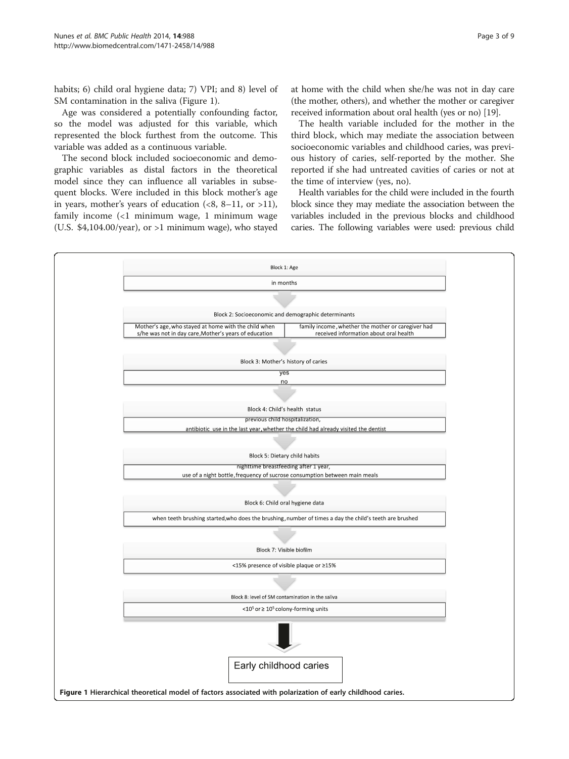habits; 6) child oral hygiene data; 7) VPI; and 8) level of SM contamination in the saliva (Figure 1).

Age was considered a potentially confounding factor, so the model was adjusted for this variable, which represented the block furthest from the outcome. This variable was added as a continuous variable.

The second block included socioeconomic and demographic variables as distal factors in the theoretical model since they can influence all variables in subsequent blocks. Were included in this block mother's age in years, mother's years of education (<8, 8–11, or >11), family income (<1 minimum wage, 1 minimum wage (U.S. $4,104.00/year), or >1 minimum wage), who stayed at home with the child when she/he was not in day care (the mother, others), and whether the mother or caregiver received information about oral health (yes or no) [19].

The health variable included for the mother in the third block, which may mediate the association between socioeconomic variables and childhood caries, was previous history of caries, self-reported by the mother. She reported if she had untreated cavities of caries or not at the time of interview (yes, no).

Health variables for the child were included in the fourth block since they may mediate the association between the variables included in the previous blocks and childhood caries. The following variables were used: previous child

Block 1: Age

in months

Block 2: Socioeconomic and demographic determinants

Mother's age, who stayed at home with the child when s/he was not in day care, Mother's years of education | family income, whether the mother or caregiver had received information about oral health

Block 3: Mother's history of caries

yes
no

Block 4: Child's health status

previous child hospitalization,
antibiotic use in the last year, whether the child had already visited the dentist

Block 5: Dietary child habits

nighttime breastfeeding after 1 year,
use of a night bottle, frequency of sucrose consumption between main meals

Block 6: Child oral hygiene data

when teeth brushing started, who does the brushing, number of times a day the child's teeth are brushed

Block 7: Visible biofilm

<15% presence of visible plaque or ≥15%

Block 8: level of SM contamination in the saliva

$<10^5$ or $\geq 10^5$ colony-forming units

Early childhood caries

**Figure 1 Hierarchical theoretical model of factors associated with polarization of early childhood caries.**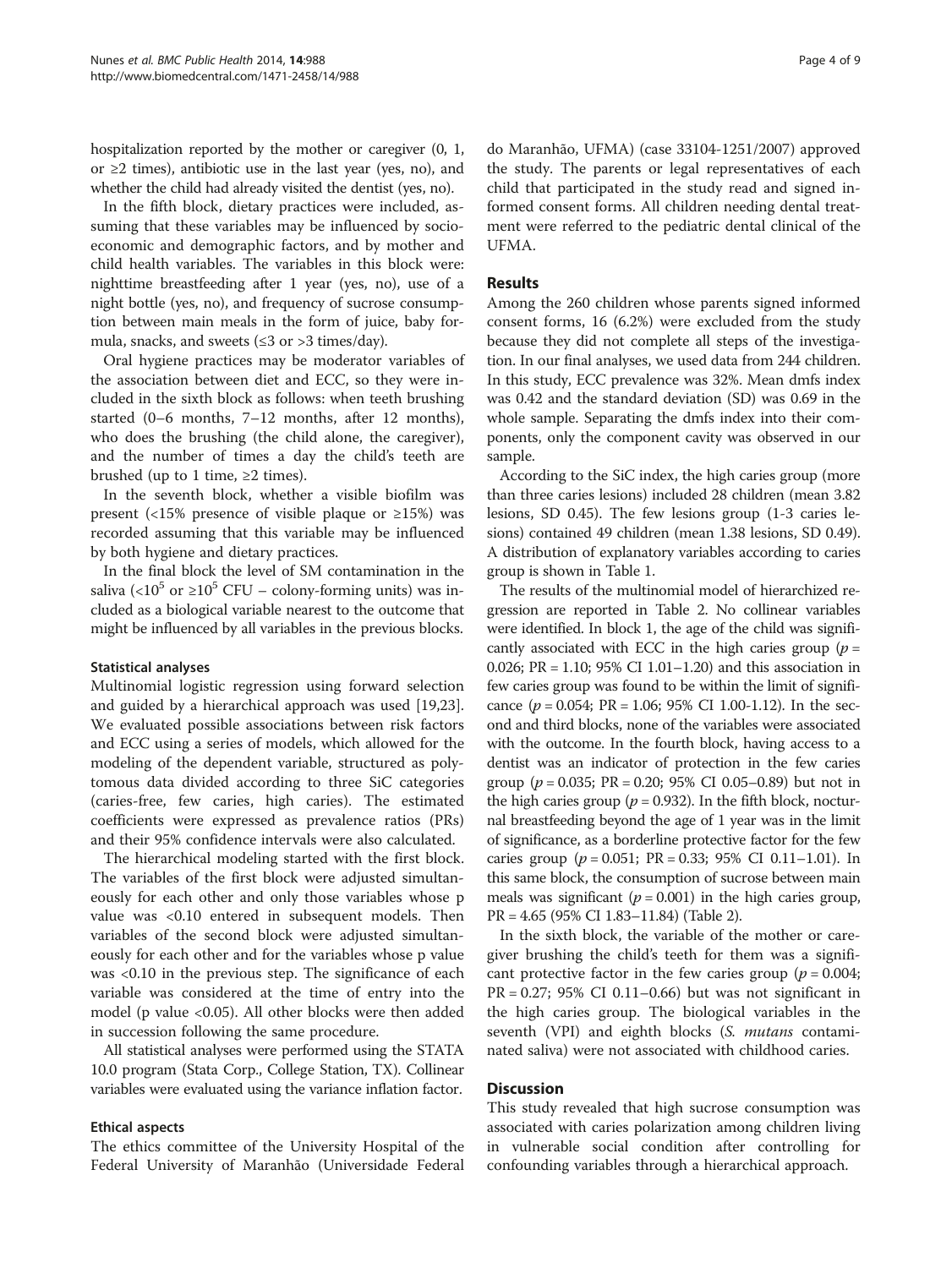hospitalization reported by the mother or caregiver (0, 1, or ≥2 times), antibiotic use in the last year (yes, no), and whether the child had already visited the dentist (yes, no).

In the fifth block, dietary practices were included, assuming that these variables may be influenced by socioeconomic and demographic factors, and by mother and child health variables. The variables in this block were: nighttime breastfeeding after 1 year (yes, no), use of a night bottle (yes, no), and frequency of sucrose consumption between main meals in the form of juice, baby formula, snacks, and sweets (≤3 or >3 times/day).

Oral hygiene practices may be moderator variables of the association between diet and ECC, so they were included in the sixth block as follows: when teeth brushing started (0–6 months, 7–12 months, after 12 months), who does the brushing (the child alone, the caregiver), and the number of times a day the child's teeth are brushed (up to 1 time, ≥2 times).

In the seventh block, whether a visible biofilm was present (<15% presence of visible plaque or ≥15%) was recorded assuming that this variable may be influenced by both hygiene and dietary practices.

In the final block the level of SM contamination in the saliva ($<10^5$ or $\geq 10^5$ CFU – colony-forming units) was included as a biological variable nearest to the outcome that might be influenced by all variables in the previous blocks.

#### Statistical analyses

Multinomial logistic regression using forward selection and guided by a hierarchical approach was used [19,23]. We evaluated possible associations between risk factors and ECC using a series of models, which allowed for the modeling of the dependent variable, structured as polytomous data divided according to three SiC categories (caries-free, few caries, high caries). The estimated coefficients were expressed as prevalence ratios (PRs) and their 95% confidence intervals were also calculated.

The hierarchical modeling started with the first block. The variables of the first block were adjusted simultaneously for each other and only those variables whose p value was <0.10 entered in subsequent models. Then variables of the second block were adjusted simultaneously for each other and for the variables whose p value was <0.10 in the previous step. The significance of each variable was considered at the time of entry into the model (p value <0.05). All other blocks were then added in succession following the same procedure.

All statistical analyses were performed using the STATA 10.0 program (Stata Corp., College Station, TX). Collinear variables were evaluated using the variance inflation factor.

#### Ethical aspects

The ethics committee of the University Hospital of the Federal University of Maranhão (Universidade Federal do Maranhão, UFMA) (case 33104-1251/2007) approved the study. The parents or legal representatives of each child that participated in the study read and signed informed consent forms. All children needing dental treatment were referred to the pediatric dental clinical of the UFMA.

## Results

Among the 260 children whose parents signed informed consent forms, 16 (6.2%) were excluded from the study because they did not complete all steps of the investigation. In our final analyses, we used data from 244 children. In this study, ECC prevalence was 32%. Mean dmfs index was 0.42 and the standard deviation (SD) was 0.69 in the whole sample. Separating the dmfs index into their components, only the component cavity was observed in our sample.

According to the SiC index, the high caries group (more than three caries lesions) included 28 children (mean 3.82 lesions, SD 0.45). The few lesions group (1-3 caries lesions) contained 49 children (mean 1.38 lesions, SD 0.49). A distribution of explanatory variables according to caries group is shown in Table 1.

The results of the multinomial model of hierarchized regression are reported in Table 2. No collinear variables were identified. In block 1, the age of the child was significantly associated with ECC in the high caries group ($p$ = 0.026; PR = 1.10; 95% CI 1.01–1.20) and this association in few caries group was found to be within the limit of significance ($p$ = 0.054; PR = 1.06; 95% CI 1.00-1.12). In the second and third blocks, none of the variables were associated with the outcome. In the fourth block, having access to a dentist was an indicator of protection in the few caries group ($p$ = 0.035; PR = 0.20; 95% CI 0.05–0.89) but not in the high caries group ($p$ = 0.932). In the fifth block, nocturnal breastfeeding beyond the age of 1 year was in the limit of significance, as a borderline protective factor for the few caries group ($p$ = 0.051; PR = 0.33; 95% CI 0.11–1.01). In this same block, the consumption of sucrose between main meals was significant ($p$ = 0.001) in the high caries group, PR = 4.65 (95% CI 1.83–11.84) (Table 2).

In the sixth block, the variable of the mother or caregiver brushing the child's teeth for them was a significant protective factor in the few caries group ($p$ = 0.004; PR = 0.27; 95% CI 0.11–0.66) but was not significant in the high caries group. The biological variables in the seventh (VPI) and eighth blocks (*S. mutans* contaminated saliva) were not associated with childhood caries.

## Discussion

This study revealed that high sucrose consumption was associated with caries polarization among children living in vulnerable social condition after controlling for confounding variables through a hierarchical approach.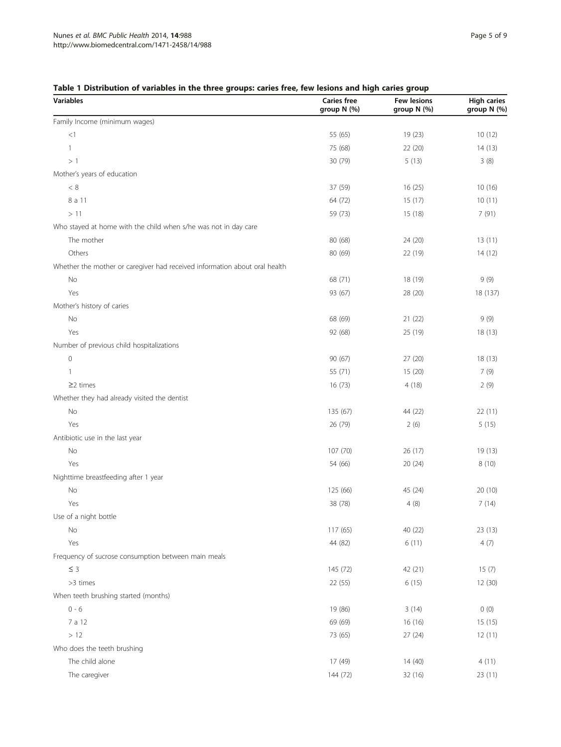**Table 1 Distribution of variables in the three groups: caries free, few lesions and high caries group**

| Variables | Caries free group N (%) | Few lesions group N (%) | High caries group N (%) |
|---|---|---|---|
| Family Income (minimum wages) | | | |
| <1 | 55 (65) | 19 (23) | 10 (12) |
| 1 | 75 (68) | 22 (20) | 14 (13) |
| > 1 | 30 (79) | 5 (13) | 3 (8) |
| Mother's years of education | | | |
| < 8 | 37 (59) | 16 (25) | 10 (16) |
| 8 a 11 | 64 (72) | 15 (17) | 10 (11) |
| > 11 | 59 (73) | 15 (18) | 7 (91) |
| Who stayed at home with the child when s/he was not in day care | | | |
| The mother | 80 (68) | 24 (20) | 13 (11) |
| Others | 80 (69) | 22 (19) | 14 (12) |
| Whether the mother or caregiver had received information about oral health | | | |
| No | 68 (71) | 18 (19) | 9 (9) |
| Yes | 93 (67) | 28 (20) | 18 (137) |
| Mother's history of caries | | | |
| No | 68 (69) | 21 (22) | 9 (9) |
| Yes | 92 (68) | 25 (19) | 18 (13) |
| Number of previous child hospitalizations | | | |
| 0 | 90 (67) | 27 (20) | 18 (13) |
| 1 | 55 (71) | 15 (20) | 7 (9) |
| ≥2 times | 16 (73) | 4 (18) | 2 (9) |
| Whether they had already visited the dentist | | | |
| No | 135 (67) | 44 (22) | 22 (11) |
| Yes | 26 (79) | 2 (6) | 5 (15) |
| Antibiotic use in the last year | | | |
| No | 107 (70) | 26 (17) | 19 (13) |
| Yes | 54 (66) | 20 (24) | 8 (10) |
| Nighttime breastfeeding after 1 year | | | |
| No | 125 (66) | 45 (24) | 20 (10) |
| Yes | 38 (78) | 4 (8) | 7 (14) |
| Use of a night bottle | | | |
| No | 117 (65) | 40 (22) | 23 (13) |
| Yes | 44 (82) | 6 (11) | 4 (7) |
| Frequency of sucrose consumption between main meals | | | |
| ≤ 3 | 145 (72) | 42 (21) | 15 (7) |
| >3 times | 22 (55) | 6 (15) | 12 (30) |
| When teeth brushing started (months) | | | |
| 0 - 6 | 19 (86) | 3 (14) | 0 (0) |
| 7 a 12 | 69 (69) | 16 (16) | 15 (15) |
| > 12 | 73 (65) | 27 (24) | 12 (11) |
| Who does the teeth brushing | | | |
| The child alone | 17 (49) | 14 (40) | 4 (11) |
| The caregiver | 144 (72) | 32 (16) | 23 (11) |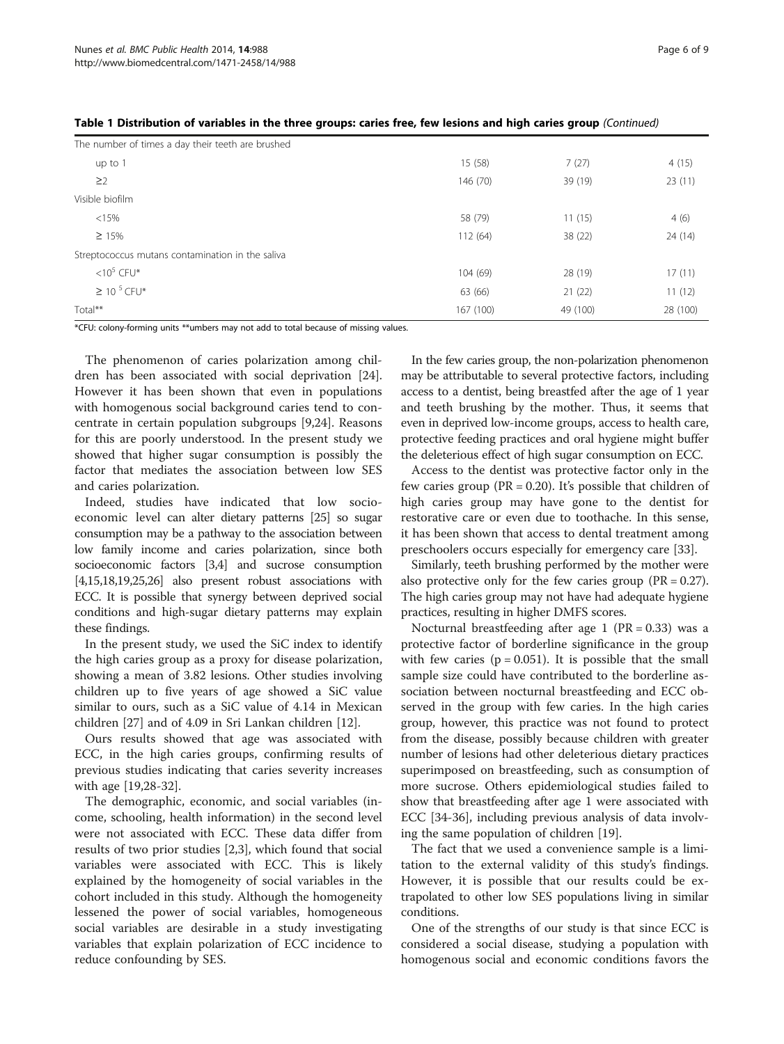**Table 1 Distribution of variables in the three groups: caries free, few lesions and high caries group** *(Continued)*

| | | | |
|---|---|---|---|
| The number of times a day their teeth are brushed | | | |
| up to 1 | 15 (58) | 7 (27) | 4 (15) |
| ≥2 | 146 (70) | 39 (19) | 23 (11) |
| Visible biofilm | | | |
| <15% | 58 (79) | 11 (15) | 4 (6) |
| ≥ 15% | 112 (64) | 38 (22) | 24 (14) |
| Streptococcus mutans contamination in the saliva | | | |
| $<10^5$ CFU* | 104 (69) | 28 (19) | 17 (11) |
| $\geq 10^5$ CFU* | 63 (66) | 21 (22) | 11 (12) |
| Total** | 167 (100) | 49 (100) | 28 (100) |

*CFU: colony-forming units **umbers may not add to total because of missing values.

The phenomenon of caries polarization among children has been associated with social deprivation [24]. However it has been shown that even in populations with homogenous social background caries tend to concentrate in certain population subgroups [9,24]. Reasons for this are poorly understood. In the present study we showed that higher sugar consumption is possibly the factor that mediates the association between low SES and caries polarization.

Indeed, studies have indicated that low socioeconomic level can alter dietary patterns [25] so sugar consumption may be a pathway to the association between low family income and caries polarization, since both socioeconomic factors [3,4] and sucrose consumption [4,15,18,19,25,26] also present robust associations with ECC. It is possible that synergy between deprived social conditions and high-sugar dietary patterns may explain these findings.

In the present study, we used the SiC index to identify the high caries group as a proxy for disease polarization, showing a mean of 3.82 lesions. Other studies involving children up to five years of age showed a SiC value similar to ours, such as a SiC value of 4.14 in Mexican children [27] and of 4.09 in Sri Lankan children [12].

Ours results showed that age was associated with ECC, in the high caries groups, confirming results of previous studies indicating that caries severity increases with age [19,28-32].

The demographic, economic, and social variables (income, schooling, health information) in the second level were not associated with ECC. These data differ from results of two prior studies [2,3], which found that social variables were associated with ECC. This is likely explained by the homogeneity of social variables in the cohort included in this study. Although the homogeneity lessened the power of social variables, homogeneous social variables are desirable in a study investigating variables that explain polarization of ECC incidence to reduce confounding by SES.

In the few caries group, the non-polarization phenomenon may be attributable to several protective factors, including access to a dentist, being breastfed after the age of 1 year and teeth brushing by the mother. Thus, it seems that even in deprived low-income groups, access to health care, protective feeding practices and oral hygiene might buffer the deleterious effect of high sugar consumption on ECC.

Access to the dentist was protective factor only in the few caries group (PR = 0.20). It's possible that children of high caries group may have gone to the dentist for restorative care or even due to toothache. In this sense, it has been shown that access to dental treatment among preschoolers occurs especially for emergency care [33].

Similarly, teeth brushing performed by the mother were also protective only for the few caries group (PR = 0.27). The high caries group may not have had adequate hygiene practices, resulting in higher DMFS scores.

Nocturnal breastfeeding after age 1 (PR = 0.33) was a protective factor of borderline significance in the group with few caries ($p = 0.051$). It is possible that the small sample size could have contributed to the borderline association between nocturnal breastfeeding and ECC observed in the group with few caries. In the high caries group, however, this practice was not found to protect from the disease, possibly because children with greater number of lesions had other deleterious dietary practices superimposed on breastfeeding, such as consumption of more sucrose. Others epidemiological studies failed to show that breastfeeding after age 1 were associated with ECC [34-36], including previous analysis of data involving the same population of children [19].

The fact that we used a convenience sample is a limitation to the external validity of this study's findings. However, it is possible that our results could be extrapolated to other low SES populations living in similar conditions.

One of the strengths of our study is that since ECC is considered a social disease, studying a population with homogenous social and economic conditions favors the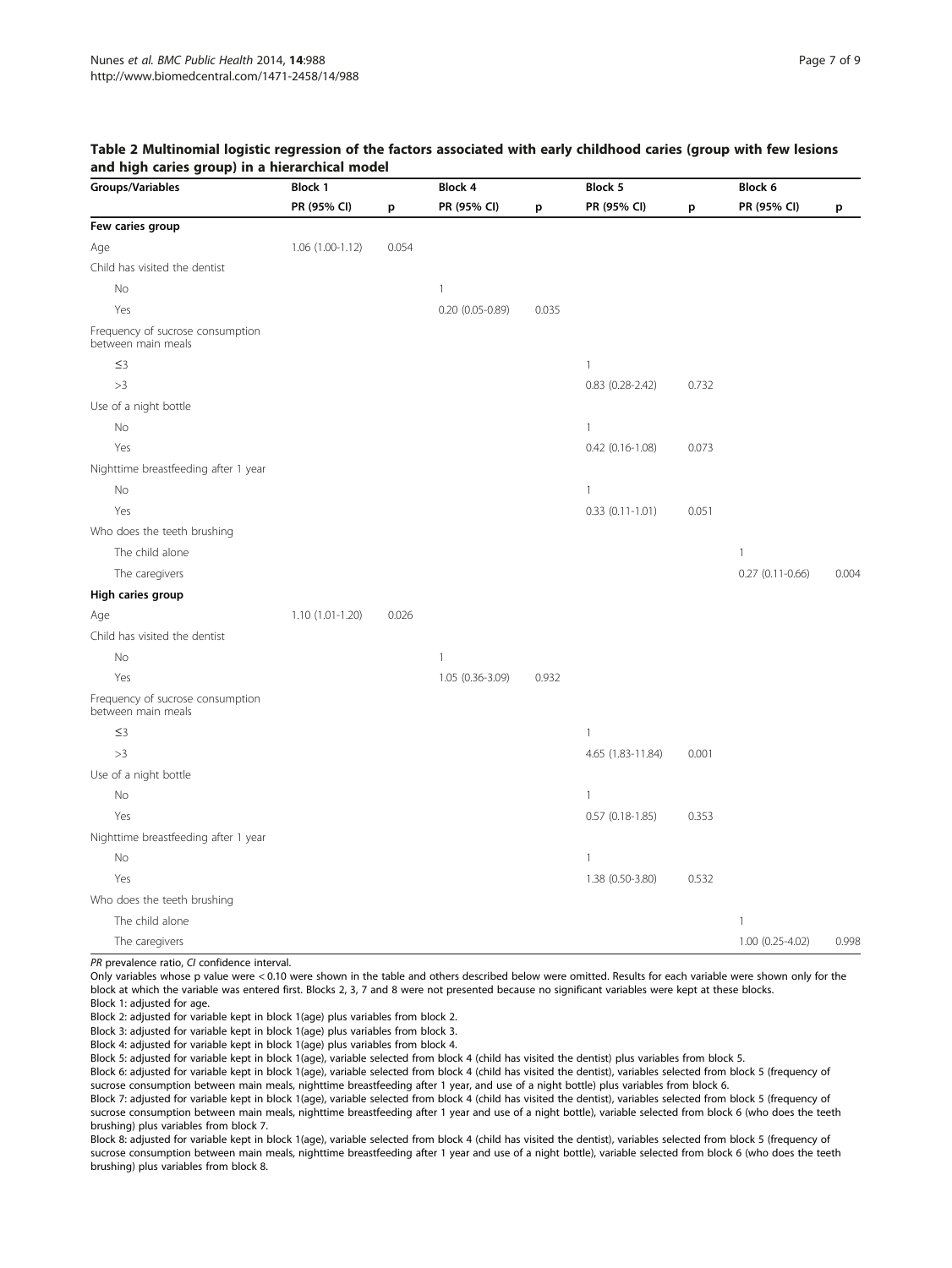**Table 2 Multinomial logistic regression of the factors associated with early childhood caries (group with few lesions and high caries group) in a hierarchical model**

| Groups/Variables | Block 1 | | Block 4 | | Block 5 | | Block 6 | |
|---|---|---|---|---|---|---|---|---|
| | PR (95% CI) | p | PR (95% CI) | p | PR (95% CI) | p | PR (95% CI) | p |
| **Few caries group** | | | | | | | | |
| Age | 1.06 (1.00-1.12) | 0.054 | | | | | | |
| Child has visited the dentist | | | | | | | | |
| No | | | 1 | | | | | |
| Yes | | | 0.20 (0.05-0.89) | 0.035 | | | | |
| Frequency of sucrose consumption between main meals | | | | | | | | |
| ≤3 | | | | | 1 | | | |
| >3 | | | | | 0.83 (0.28-2.42) | 0.732 | | |
| Use of a night bottle | | | | | | | | |
| No | | | | | 1 | | | |
| Yes | | | | | 0.42 (0.16-1.08) | 0.073 | | |
| Nighttime breastfeeding after 1 year | | | | | | | | |
| No | | | | | 1 | | | |
| Yes | | | | | 0.33 (0.11-1.01) | 0.051 | | |
| Who does the teeth brushing | | | | | | | | |
| The child alone | | | | | | | 1 | |
| The caregivers | | | | | | | 0.27 (0.11-0.66) | 0.004 |
| **High caries group** | | | | | | | | |
| Age | 1.10 (1.01-1.20) | 0.026 | | | | | | |
| Child has visited the dentist | | | | | | | | |
| No | | | 1 | | | | | |
| Yes | | | 1.05 (0.36-3.09) | 0.932 | | | | |
| Frequency of sucrose consumption between main meals | | | | | | | | |
| ≤3 | | | | | 1 | | | |
| >3 | | | | | 4.65 (1.83-11.84) | 0.001 | | |
| Use of a night bottle | | | | | | | | |
| No | | | | | 1 | | | |
| Yes | | | | | 0.57 (0.18-1.85) | 0.353 | | |
| Nighttime breastfeeding after 1 year | | | | | | | | |
| No | | | | | 1 | | | |
| Yes | | | | | 1.38 (0.50-3.80) | 0.532 | | |
| Who does the teeth brushing | | | | | | | | |
| The child alone | | | | | | | 1 | |
| The caregivers | | | | | | | 1.00 (0.25-4.02) | 0.998 |

*PR* prevalence ratio, *CI* confidence interval.

Only variables whose p value were < 0.10 were shown in the table and others described below were omitted. Results for each variable were shown only for the block at which the variable was entered first. Blocks 2, 3, 7 and 8 were not presented because no significant variables were kept at these blocks.

Block 1: adjusted for age.

Block 2: adjusted for variable kept in block 1(age) plus variables from block 2.

Block 3: adjusted for variable kept in block 1(age) plus variables from block 3.

Block 4: adjusted for variable kept in block 1(age) plus variables from block 4.

Block 5: adjusted for variable kept in block 1(age), variable selected from block 4 (child has visited the dentist) plus variables from block 5.

Block 6: adjusted for variable kept in block 1(age), variable selected from block 4 (child has visited the dentist), variables selected from block 5 (frequency of sucrose consumption between main meals, nighttime breastfeeding after 1 year, and use of a night bottle) plus variables from block 6.

Block 7: adjusted for variable kept in block 1(age), variable selected from block 4 (child has visited the dentist), variables selected from block 5 (frequency of sucrose consumption between main meals, nighttime breastfeeding after 1 year and use of a night bottle), variable selected from block 6 (who does the teeth brushing) plus variables from block 7.

Block 8: adjusted for variable kept in block 1(age), variable selected from block 4 (child has visited the dentist), variables selected from block 5 (frequency of sucrose consumption between main meals, nighttime breastfeeding after 1 year and use of a night bottle), variable selected from block 6 (who does the teeth brushing) plus variables from block 8.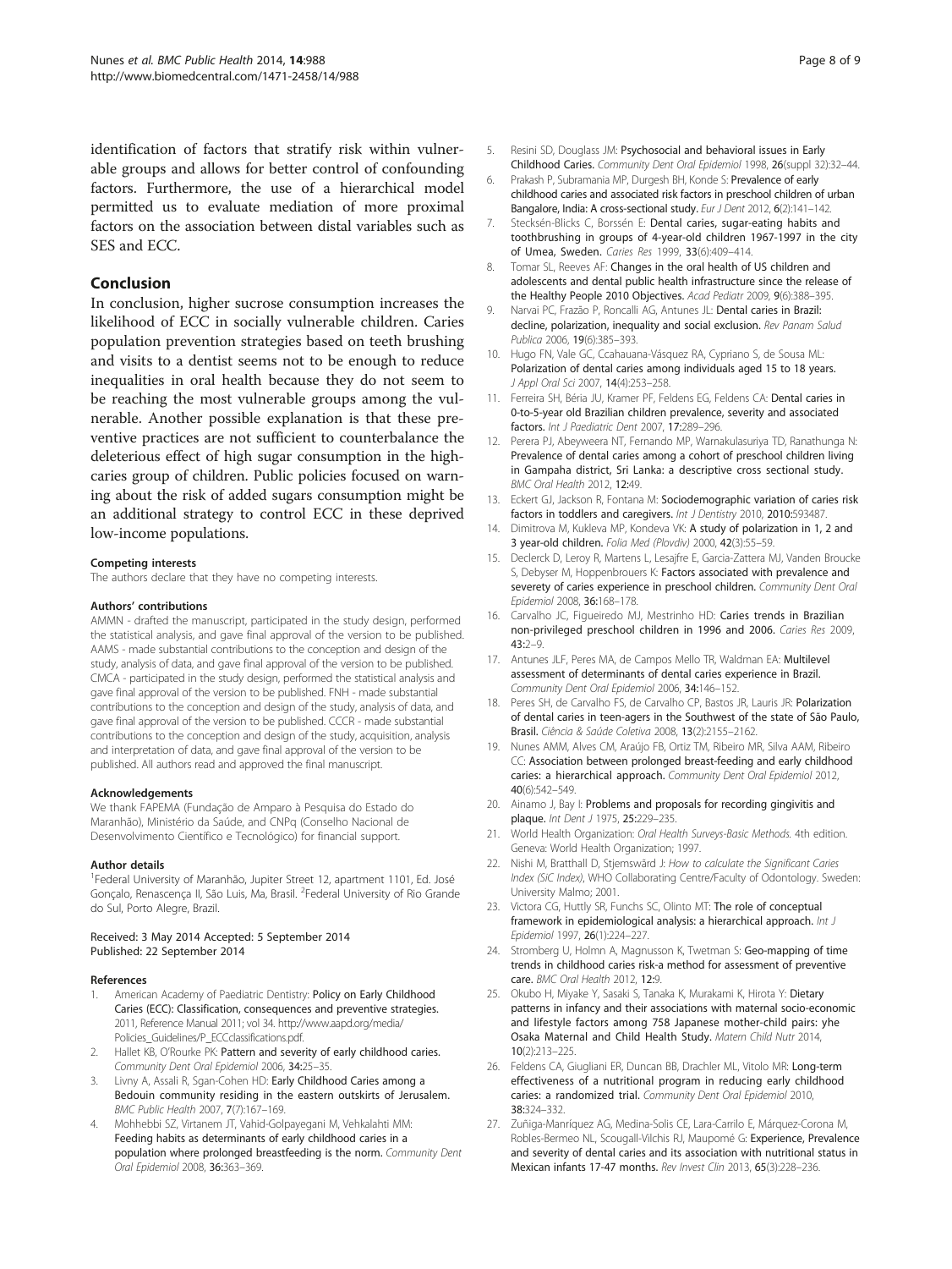identification of factors that stratify risk within vulnerable groups and allows for better control of confounding factors. Furthermore, the use of a hierarchical model permitted us to evaluate mediation of more proximal factors on the association between distal variables such as SES and ECC.

## Conclusion

In conclusion, higher sucrose consumption increases the likelihood of ECC in socially vulnerable children. Caries population prevention strategies based on teeth brushing and visits to a dentist seems not to be enough to reduce inequalities in oral health because they do not seem to be reaching the most vulnerable groups among the vulnerable. Another possible explanation is that these preventive practices are not sufficient to counterbalance the deleterious effect of high sugar consumption in the high-caries group of children. Public policies focused on warning about the risk of added sugars consumption might be an additional strategy to control ECC in these deprived low-income populations.

#### Competing interests

The authors declare that they have no competing interests.

#### Authors' contributions

AMMN - drafted the manuscript, participated in the study design, performed the statistical analysis, and gave final approval of the version to be published. AAMS - made substantial contributions to the conception and design of the study, analysis of data, and gave final approval of the version to be published. CMCA - participated in the study design, performed the statistical analysis and gave final approval of the version to be published. FNH - made substantial contributions to the conception and design of the study, analysis of data, and gave final approval of the version to be published. CCCR - made substantial contributions to the conception and design of the study, acquisition, analysis and interpretation of data, and gave final approval of the version to be published. All authors read and approved the final manuscript.

#### Acknowledgements

We thank FAPEMA (Fundação de Amparo à Pesquisa do Estado do Maranhão), Ministério da Saúde, and CNPq (Conselho Nacional de Desenvolvimento Científico e Tecnológico) for financial support.

#### Author details

[1]Federal University of Maranhão, Jupiter Street 12, apartment 1101, Ed. José Gonçalo, Renascença II, São Luis, Ma, Brasil. [2]Federal University of Rio Grande do Sul, Porto Alegre, Brazil.

Received: 3 May 2014 Accepted: 5 September 2014
Published: 22 September 2014

#### References

1. American Academy of Paediatric Dentistry: **Policy on Early Childhood Caries (ECC): Classification, consequences and preventive strategies.** 2011, Reference Manual 2011; vol 34. http://www.aapd.org/media/Policies_Guidelines/P_ECCclassifications.pdf.
2. Hallet KB, O'Rourke PK: **Pattern and severity of early childhood caries.** *Community Dent Oral Epidemiol* 2006, **34:**25–35.
3. Livny A, Assali R, Sgan-Cohen HD: **Early Childhood Caries among a Bedouin community residing in the eastern outskirts of Jerusalem.** *BMC Public Health* 2007, **7**(7):167–169.
4. Mohhebbi SZ, Virtanem JT, Vahid-Golpayegani M, Vehkalahti MM: **Feeding habits as determinants of early childhood caries in a population where prolonged breastfeeding is the norm.** *Community Dent Oral Epidemiol* 2008, **36:**363–369.
5. Resini SD, Douglass JM: **Psychosocial and behavioral issues in Early Childhood Caries.** *Community Dent Oral Epidemiol* 1998, **26**(suppl 32):32–44.
6. Prakash P, Subramania MP, Durgesh BH, Konde S: **Prevalence of early childhood caries and associated risk factors in preschool children of urban Bangalore, India: A cross-sectional study.** *Eur J Dent* 2012, **6**(2):141–142.
7. Stecksén-Blicks C, Borssén E: **Dental caries, sugar-eating habits and toothbrushing in groups of 4-year-old children 1967-1997 in the city of Umea, Sweden.** *Caries Res* 1999, **33**(6):409–414.
8. Tomar SL, Reeves AF: **Changes in the oral health of US children and adolescents and dental public health infrastructure since the release of the Healthy People 2010 Objectives.** *Acad Pediatr* 2009, **9**(6):388–395.
9. Narvai PC, Frazão P, Roncalli AG, Antunes JL: **Dental caries in Brazil: decline, polarization, inequality and social exclusion.** *Rev Panam Salud Publica* 2006, **19**(6):385–393.
10. Hugo FN, Vale GC, Ccahuana-Vásquez RA, Cypriano S, de Sousa ML: **Polarization of dental caries among individuals aged 15 to 18 years.** *J Appl Oral Sci* 2007, **14**(4):253–258.
11. Ferreira SH, Béria JU, Kramer PF, Feldens EG, Feldens CA: **Dental caries in 0-to-5-year old Brazilian children prevalence, severity and associated factors.** *Int J Paediatric Dent* 2007, **17:**289–296.
12. Perera PJ, Abeyweera NT, Fernando MP, Warnakulasuriya TD, Ranathunga N: **Prevalence of dental caries among a cohort of preschool children living in Gampaha district, Sri Lanka: a descriptive cross sectional study.** *BMC Oral Health* 2012, **12:**49.
13. Eckert GJ, Jackson R, Fontana M: **Sociodemographic variation of caries risk factors in toddlers and caregivers.** *Int J Dentistry* 2010, **2010:**593487.
14. Dimitrova M, Kukleva MP, Kondeva VK: **A study of polarization in 1, 2 and 3 year-old children.** *Folia Med (Plovdiv)* 2000, **42**(3):55–59.
15. Declerck D, Leroy R, Martens L, Lesajfre E, Garcia-Zattera MJ, Vanden Broucke S, Debyser M, Hoppenbrouers K: **Factors associated with prevalence and severety of caries experience in preschool children.** *Community Dent Oral Epidemiol* 2008, **36:**168–178.
16. Carvalho JC, Figueiredo MJ, Mestrinho HD: **Caries trends in Brazilian non-privileged preschool children in 1996 and 2006.** *Caries Res* 2009, **43:**2–9.
17. Antunes JLF, Peres MA, de Campos Mello TR, Waldman EA: **Multilevel assessment of determinants of dental caries experience in Brazil.** *Community Dent Oral Epidemiol* 2006, **34:**146–152.
18. Peres SH, de Carvalho FS, de Carvalho CP, Bastos JR, Lauris JR: **Polarization of dental caries in teen-agers in the Southwest of the state of São Paulo, Brasil.** *Ciência & Saúde Coletiva* 2008, **13**(2):2155–2162.
19. Nunes AMM, Alves CM, Araújo FB, Ortiz TM, Ribeiro MR, Silva AAM, Ribeiro CC: **Association between prolonged breast-feeding and early childhood caries: a hierarchical approach.** *Community Dent Oral Epidemiol* 2012, **40**(6):542–549.
20. Ainamo J, Bay I: **Problems and proposals for recording gingivitis and plaque.** *Int Dent J* 1975, **25:**229–235.
21. World Health Organization: *Oral Health Surveys-Basic Methods.* 4th edition. Geneva: World Health Organization; 1997.
22. Nishi M, Bratthall D, Stjernswärd J: *How to calculate the Significant Caries Index (SiC Index)*, WHO Collaborating Centre/Faculty of Odontology. Sweden: University Malmo; 2001.
23. Victora CG, Huttly SR, Funchs SC, Olinto MT: **The role of conceptual framework in epidemiological analysis: a hierarchical approach.** *Int J Epidemiol* 1997, **26**(1):224–227.
24. Stromberg U, Holmn A, Magnusson K, Twetman S: **Geo-mapping of time trends in childhood caries risk-a method for assessment of preventive care.** *BMC Oral Health* 2012, **12:**9.
25. Okubo H, Miyake Y, Sasaki S, Tanaka K, Murakami K, Hirota Y: **Dietary patterns in infancy and their associations with maternal socio-economic and lifestyle factors among 758 Japanese mother-child pairs: yhe Osaka Maternal and Child Health Study.** *Matern Child Nutr* 2014, **10**(2):213–225.
26. Feldens CA, Giugliani ER, Duncan BB, Drachler ML, Vitolo MR: **Long-term effectiveness of a nutritional program in reducing early childhood caries: a randomized trial.** *Community Dent Oral Epidemiol* 2010, **38:**324–332.
27. Zuñiga-Manríquez AG, Medina-Solis CE, Lara-Carrilo E, Márquez-Corona M, Robles-Bermeo NL, Scougall-Vilchis RJ, Maupomé G: **Experience, Prevalence and severity of dental caries and its association with nutritional status in Mexican infants 17-47 months.** *Rev Invest Clin* 2013, **65**(3):228–236.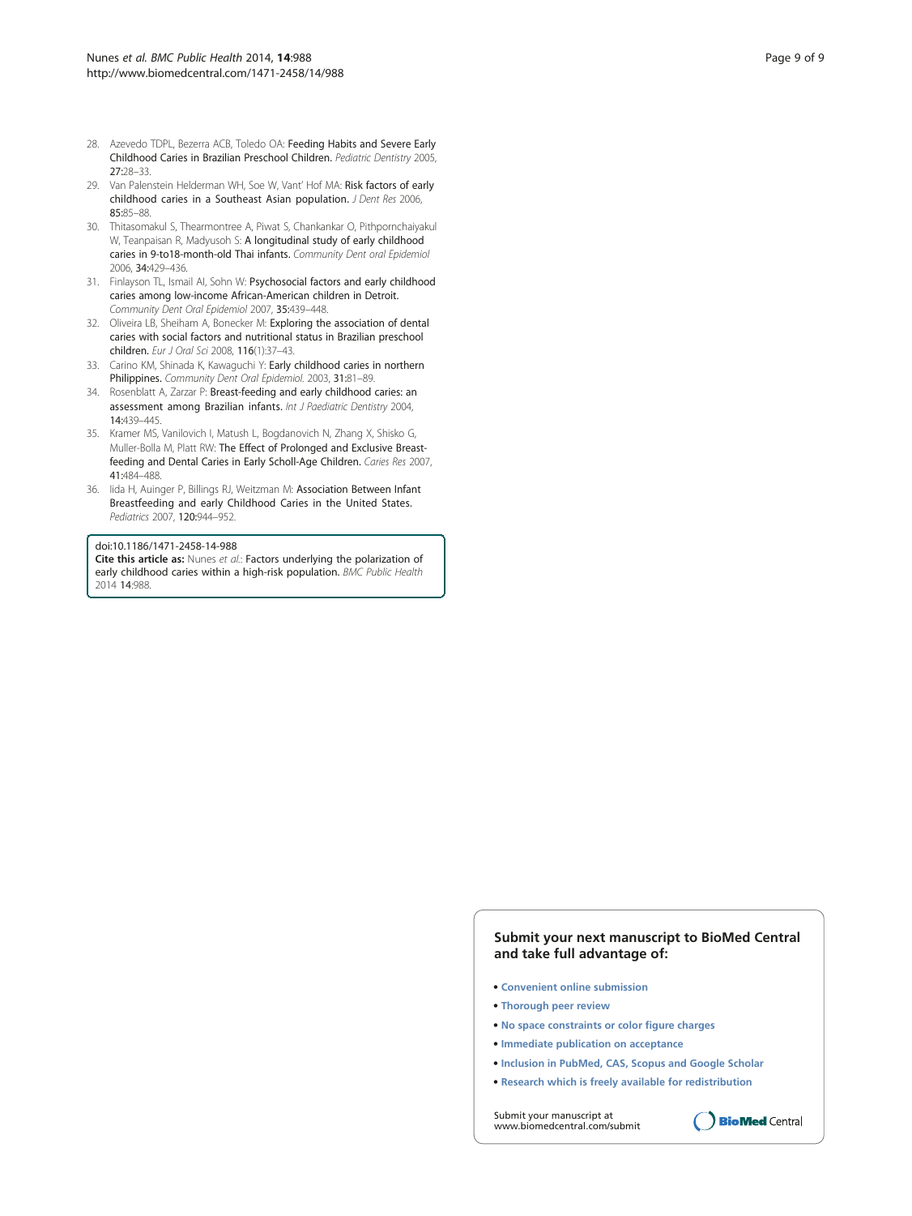28. Azevedo TDPL, Bezerra ACB, Toledo OA: **Feeding Habits and Severe Early Childhood Caries in Brazilian Preschool Children.** *Pediatric Dentistry* 2005, **27**:28–33.
29. Van Palenstein Helderman WH, Soe W, Vant' Hof MA: **Risk factors of early childhood caries in a Southeast Asian population.** *J Dent Res* 2006, **85**:85–88.
30. Thitasomakul S, Thearmontree A, Piwat S, Chankankar O, Pithpornchaiyakul W, Teanpaisan R, Madyusoh S: **A longitudinal study of early childhood caries in 9-to18-month-old Thai infants.** *Community Dent oral Epidemiol* 2006, **34**:429–436.
31. Finlayson TL, Ismail AI, Sohn W: **Psychosocial factors and early childhood caries among low-income African-American children in Detroit.** *Community Dent Oral Epidemiol* 2007, **35**:439–448.
32. Oliveira LB, Sheiham A, Bonecker M: **Exploring the association of dental caries with social factors and nutritional status in Brazilian preschool children.** *Eur J Oral Sci* 2008, **116**(1):37–43.
33. Carino KM, Shinada K, Kawaguchi Y: **Early childhood caries in northern Philippines.** *Community Dent Oral Epidemiol.* 2003, **31**:81–89.
34. Rosenblatt A, Zarzar P: **Breast-feeding and early childhood caries: an assessment among Brazilian infants.** *Int J Paediatric Dentistry* 2004, **14**:439–445.
35. Kramer MS, Vanilovich I, Matush L, Bogdanovich N, Zhang X, Shisko G, Muller-Bolla M, Platt RW: **The Effect of Prolonged and Exclusive Breast-feeding and Dental Caries in Early Scholl-Age Children.** *Caries Res* 2007, **41**:484–488.
36. Iida H, Auinger P, Billings RJ, Weitzman M: **Association Between Infant Breastfeeding and early Childhood Caries in the United States.** *Pediatrics* 2007, **120**:944–952.

doi:10.1186/1471-2458-14-988

**Cite this article as:** Nunes *et al.*: Factors underlying the polarization of early childhood caries within a high-risk population. *BMC Public Health* 2014 **14**:988.